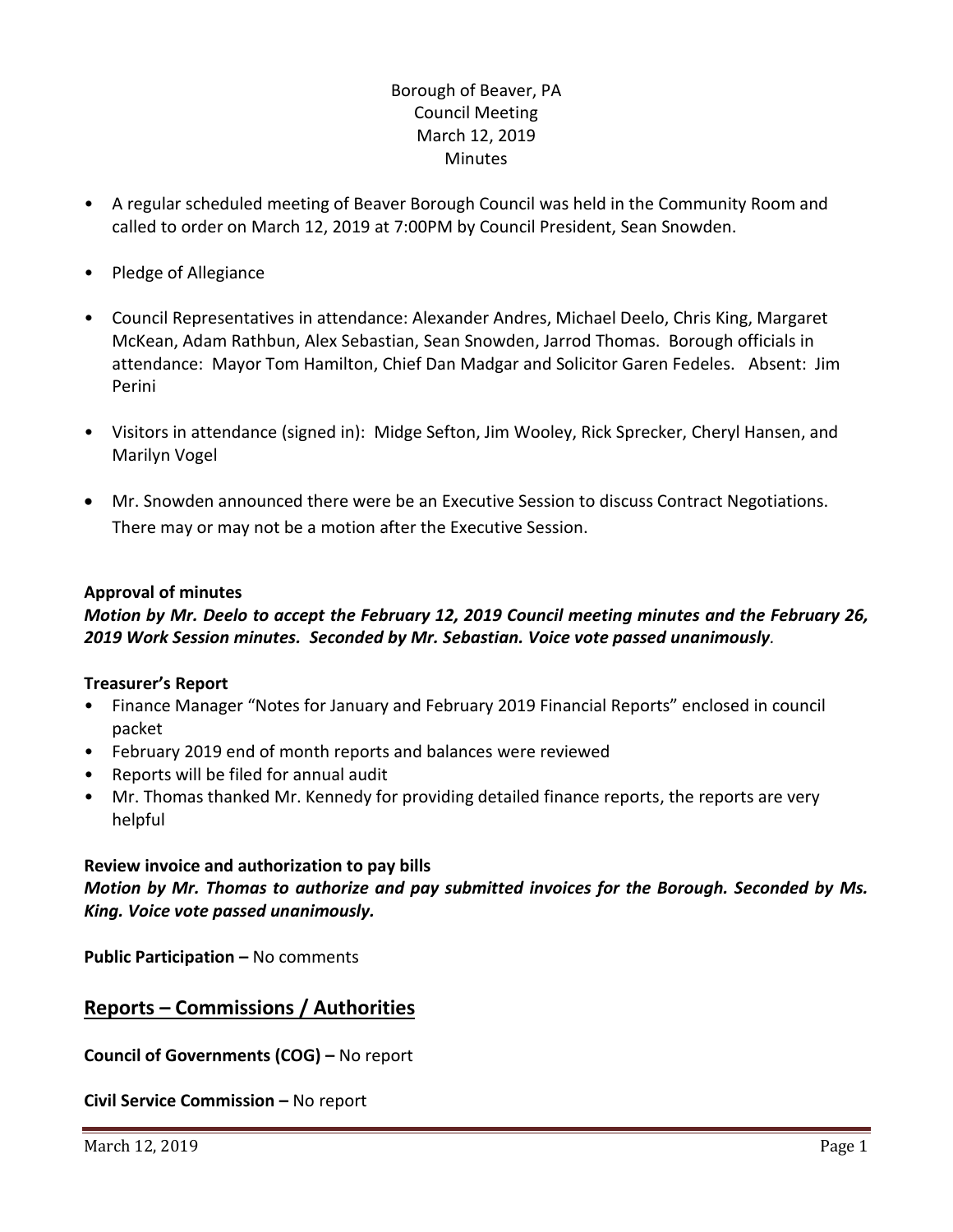Borough of Beaver, PA
Council Meeting
March 12, 2019
Minutes

- A regular scheduled meeting of Beaver Borough Council was held in the Community Room and called to order on March 12, 2019 at 7:00PM by Council President, Sean Snowden.
- Pledge of Allegiance
- Council Representatives in attendance: Alexander Andres, Michael Deelo, Chris King, Margaret McKean, Adam Rathbun, Alex Sebastian, Sean Snowden, Jarrod Thomas. Borough officials in attendance: Mayor Tom Hamilton, Chief Dan Madgar and Solicitor Garen Fedeles. Absent: Jim Perini
- Visitors in attendance (signed in): Midge Sefton, Jim Wooley, Rick Sprecker, Cheryl Hansen, and Marilyn Vogel
- Mr. Snowden announced there were be an Executive Session to discuss Contract Negotiations. There may or may not be a motion after the Executive Session.

**Approval of minutes**

***Motion by Mr. Deelo to accept the February 12, 2019 Council meeting minutes and the February 26, 2019 Work Session minutes. Seconded by Mr. Sebastian. Voice vote passed unanimously.***

**Treasurer's Report**

- Finance Manager "Notes for January and February 2019 Financial Reports" enclosed in council packet
- February 2019 end of month reports and balances were reviewed
- Reports will be filed for annual audit
- Mr. Thomas thanked Mr. Kennedy for providing detailed finance reports, the reports are very helpful

**Review invoice and authorization to pay bills**

***Motion by Mr. Thomas to authorize and pay submitted invoices for the Borough. Seconded by Ms. King. Voice vote passed unanimously.***

**Public Participation –** No comments

## Reports – Commissions / Authorities

**Council of Governments (COG) –** No report

**Civil Service Commission –** No report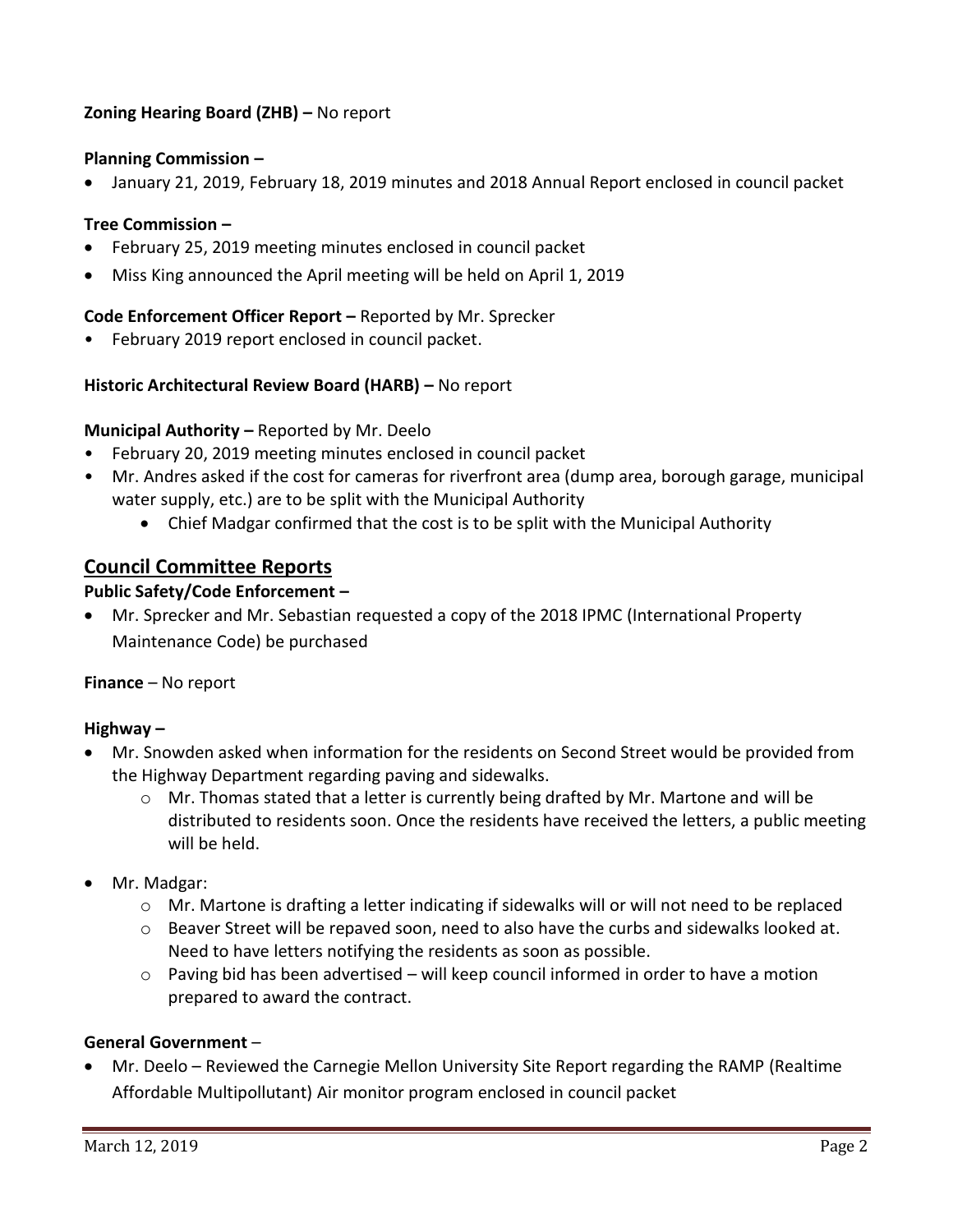**Zoning Hearing Board (ZHB) –** No report

**Planning Commission –**

- January 21, 2019, February 18, 2019 minutes and 2018 Annual Report enclosed in council packet

**Tree Commission –**

- February 25, 2019 meeting minutes enclosed in council packet
- Miss King announced the April meeting will be held on April 1, 2019

**Code Enforcement Officer Report –** Reported by Mr. Sprecker

- February 2019 report enclosed in council packet.

**Historic Architectural Review Board (HARB) –** No report

**Municipal Authority –** Reported by Mr. Deelo

- February 20, 2019 meeting minutes enclosed in council packet
- Mr. Andres asked if the cost for cameras for riverfront area (dump area, borough garage, municipal water supply, etc.) are to be split with the Municipal Authority
  - Chief Madgar confirmed that the cost is to be split with the Municipal Authority

## Council Committee Reports

**Public Safety/Code Enforcement –**

- Mr. Sprecker and Mr. Sebastian requested a copy of the 2018 IPMC (International Property Maintenance Code) be purchased

**Finance** – No report

**Highway –**

- Mr. Snowden asked when information for the residents on Second Street would be provided from the Highway Department regarding paving and sidewalks.
  - Mr. Thomas stated that a letter is currently being drafted by Mr. Martone and will be distributed to residents soon. Once the residents have received the letters, a public meeting will be held.
- Mr. Madgar:
  - Mr. Martone is drafting a letter indicating if sidewalks will or will not need to be replaced
  - Beaver Street will be repaved soon, need to also have the curbs and sidewalks looked at. Need to have letters notifying the residents as soon as possible.
  - Paving bid has been advertised – will keep council informed in order to have a motion prepared to award the contract.

**General Government** –

- Mr. Deelo – Reviewed the Carnegie Mellon University Site Report regarding the RAMP (Realtime Affordable Multipollutant) Air monitor program enclosed in council packet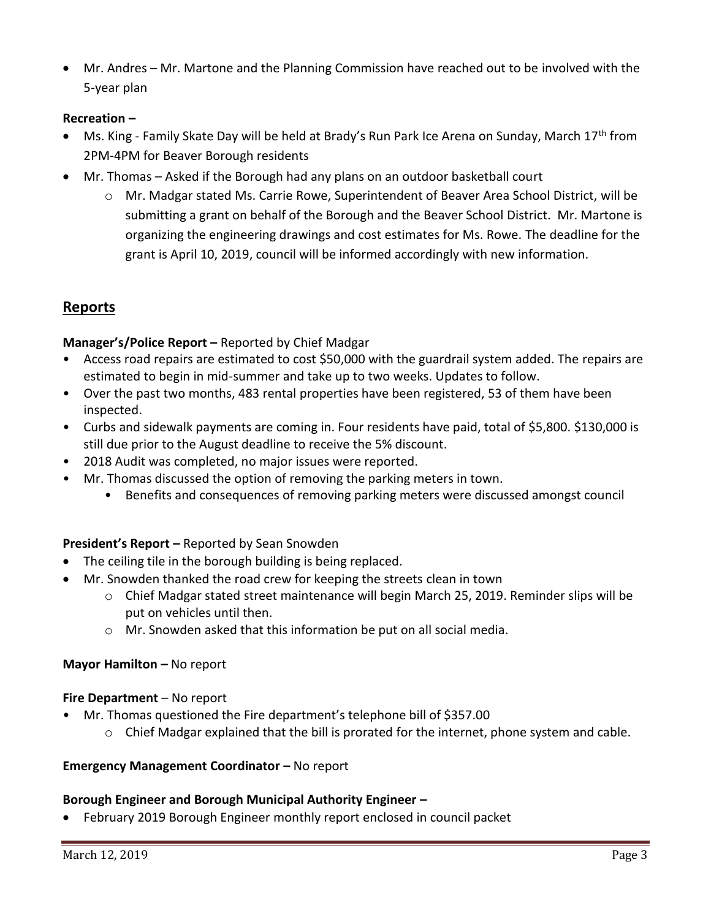- Mr. Andres – Mr. Martone and the Planning Commission have reached out to be involved with the 5-year plan

**Recreation –**

- Ms. King - Family Skate Day will be held at Brady's Run Park Ice Arena on Sunday, March 17th from 2PM-4PM for Beaver Borough residents
- Mr. Thomas – Asked if the Borough had any plans on an outdoor basketball court
    - Mr. Madgar stated Ms. Carrie Rowe, Superintendent of Beaver Area School District, will be submitting a grant on behalf of the Borough and the Beaver School District. Mr. Martone is organizing the engineering drawings and cost estimates for Ms. Rowe. The deadline for the grant is April 10, 2019, council will be informed accordingly with new information.

## Reports

**Manager's/Police Report –** Reported by Chief Madgar

- Access road repairs are estimated to cost $50,000 with the guardrail system added. The repairs are estimated to begin in mid-summer and take up to two weeks. Updates to follow.
- Over the past two months, 483 rental properties have been registered, 53 of them have been inspected.
- Curbs and sidewalk payments are coming in. Four residents have paid, total of $5,800. $130,000 is still due prior to the August deadline to receive the 5% discount.
- 2018 Audit was completed, no major issues were reported.
- Mr. Thomas discussed the option of removing the parking meters in town.
    - Benefits and consequences of removing parking meters were discussed amongst council

**President's Report –** Reported by Sean Snowden

- The ceiling tile in the borough building is being replaced.
- Mr. Snowden thanked the road crew for keeping the streets clean in town
    - Chief Madgar stated street maintenance will begin March 25, 2019. Reminder slips will be put on vehicles until then.
    - Mr. Snowden asked that this information be put on all social media.

**Mayor Hamilton –** No report

**Fire Department** – No report

- Mr. Thomas questioned the Fire department's telephone bill of $357.00
    - Chief Madgar explained that the bill is prorated for the internet, phone system and cable.

**Emergency Management Coordinator –** No report

**Borough Engineer and Borough Municipal Authority Engineer –**

- February 2019 Borough Engineer monthly report enclosed in council packet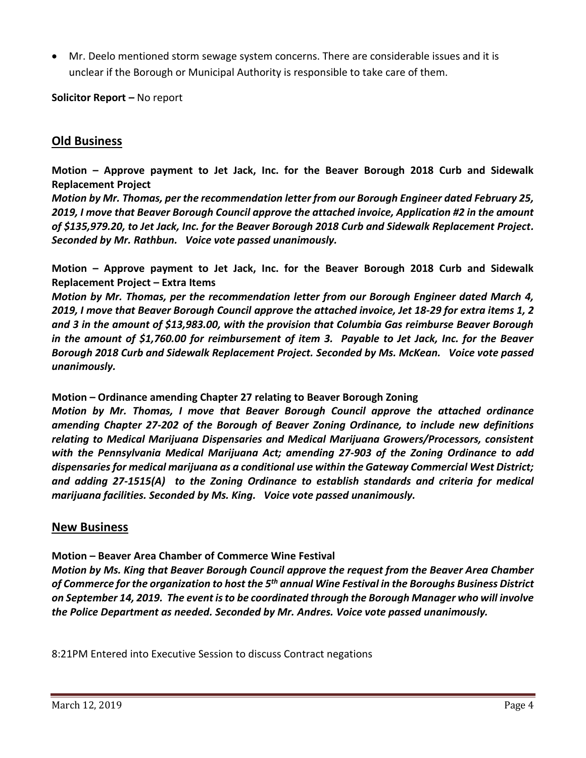- Mr. Deelo mentioned storm sewage system concerns. There are considerable issues and it is unclear if the Borough or Municipal Authority is responsible to take care of them.

**Solicitor Report –** No report

## Old Business

**Motion – Approve payment to Jet Jack, Inc. for the Beaver Borough 2018 Curb and Sidewalk Replacement Project**

***Motion by Mr. Thomas, per the recommendation letter from our Borough Engineer dated February 25, 2019, I move that Beaver Borough Council approve the attached invoice, Application #2 in the amount of $135,979.20, to Jet Jack, Inc. for the Beaver Borough 2018 Curb and Sidewalk Replacement Project. Seconded by Mr. Rathbun. Voice vote passed unanimously.***

**Motion – Approve payment to Jet Jack, Inc. for the Beaver Borough 2018 Curb and Sidewalk Replacement Project – Extra Items**

***Motion by Mr. Thomas, per the recommendation letter from our Borough Engineer dated March 4, 2019, I move that Beaver Borough Council approve the attached invoice, Jet 18-29 for extra items 1, 2 and 3 in the amount of $13,983.00, with the provision that Columbia Gas reimburse Beaver Borough in the amount of $1,760.00 for reimbursement of item 3. Payable to Jet Jack, Inc. for the Beaver Borough 2018 Curb and Sidewalk Replacement Project. Seconded by Ms. McKean. Voice vote passed unanimously.***

**Motion – Ordinance amending Chapter 27 relating to Beaver Borough Zoning**

***Motion by Mr. Thomas, I move that Beaver Borough Council approve the attached ordinance amending Chapter 27-202 of the Borough of Beaver Zoning Ordinance, to include new definitions relating to Medical Marijuana Dispensaries and Medical Marijuana Growers/Processors, consistent with the Pennsylvania Medical Marijuana Act; amending 27-903 of the Zoning Ordinance to add dispensaries for medical marijuana as a conditional use within the Gateway Commercial West District; and adding 27-1515(A) to the Zoning Ordinance to establish standards and criteria for medical marijuana facilities. Seconded by Ms. King. Voice vote passed unanimously.***

## New Business

**Motion – Beaver Area Chamber of Commerce Wine Festival**

***Motion by Ms. King that Beaver Borough Council approve the request from the Beaver Area Chamber of Commerce for the organization to host the 5th annual Wine Festival in the Boroughs Business District on September 14, 2019. The event is to be coordinated through the Borough Manager who will involve the Police Department as needed. Seconded by Mr. Andres. Voice vote passed unanimously.***

8:21PM Entered into Executive Session to discuss Contract negations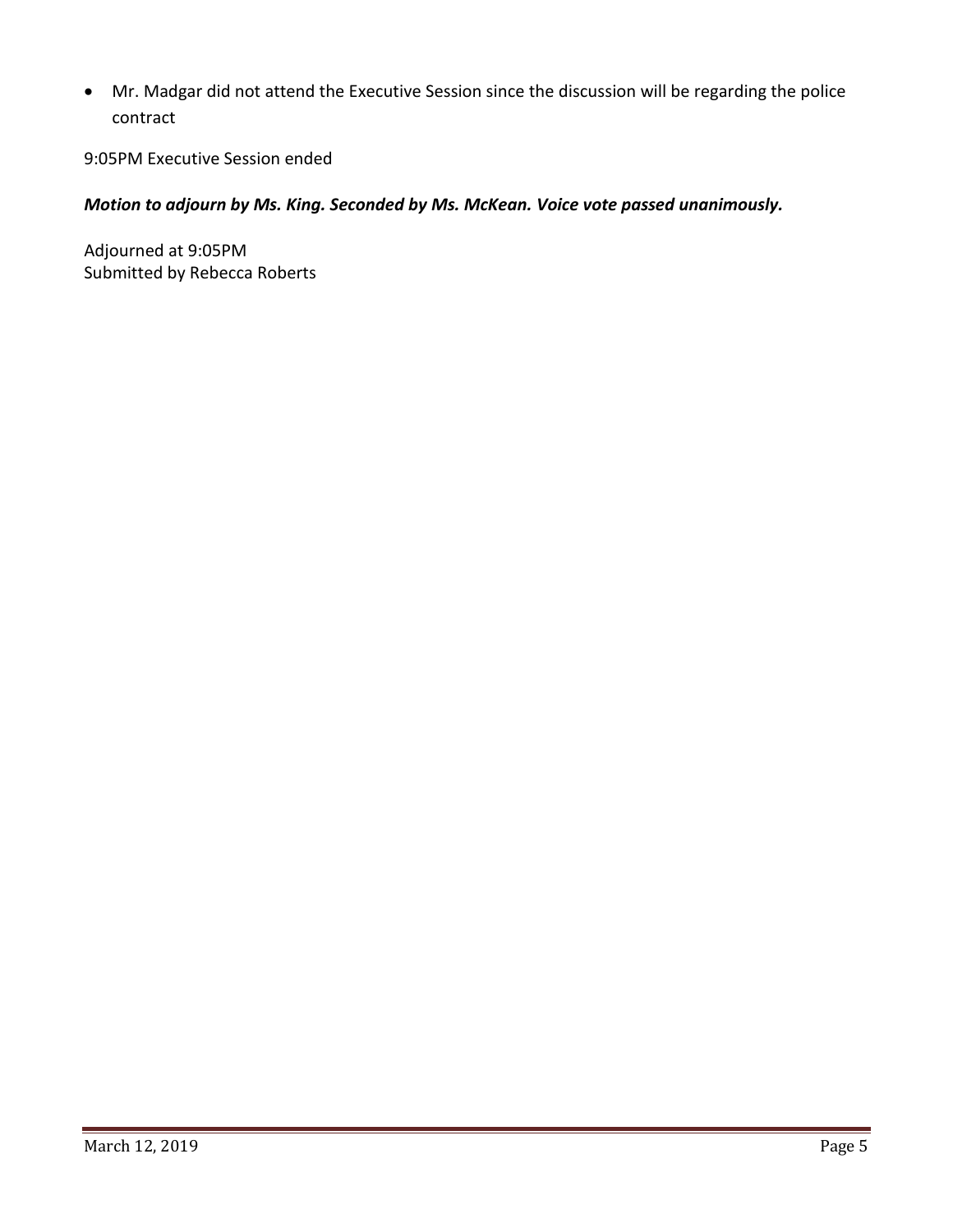- Mr. Madgar did not attend the Executive Session since the discussion will be regarding the police contract

9:05PM Executive Session ended

***Motion to adjourn by Ms. King. Seconded by Ms. McKean. Voice vote passed unanimously.***

Adjourned at 9:05PM
Submitted by Rebecca Roberts